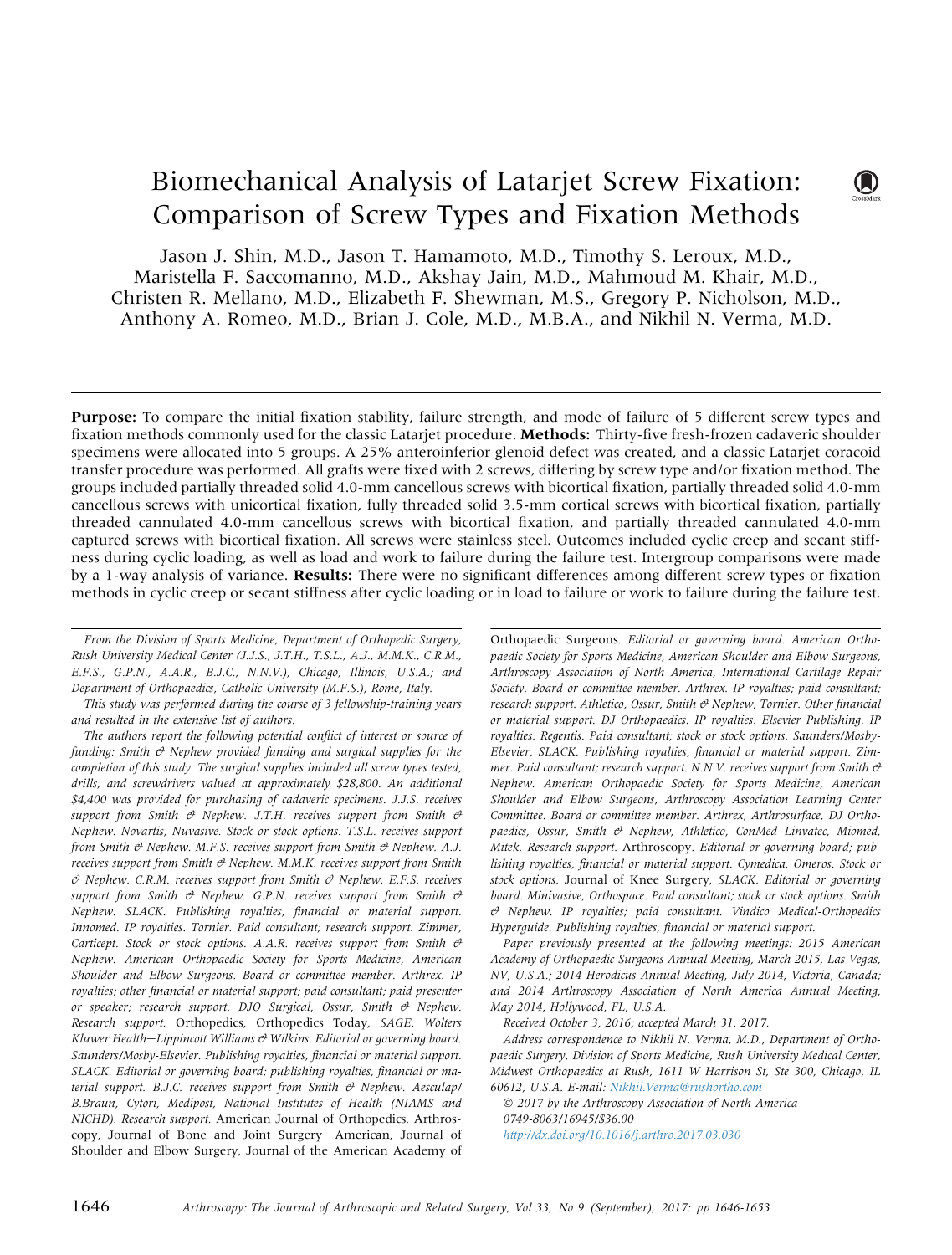# Biomechanical Analysis of Latarjet Screw Fixation: Comparison of Screw Types and Fixation Methods

Jason J. Shin, M.D., Jason T. Hamamoto, M.D., Timothy S. Leroux, M.D., Maristella F. Saccomanno, M.D., Akshay Jain, M.D., Mahmoud M. Khair, M.D., Christen R. Mellano, M.D., Elizabeth F. Shewman, M.S., Gregory P. Nicholson, M.D., Anthony A. Romeo, M.D., Brian J. Cole, M.D., M.B.A., and Nikhil N. Verma, M.D.

**Purpose:** To compare the initial fixation stability, failure strength, and mode of failure of 5 different screw types and fixation methods commonly used for the classic Latarjet procedure. **Methods:** Thirty-five fresh-frozen cadaveric shoulder specimens were allocated into 5 groups. A 25% anteroinferior glenoid defect was created, and a classic Latarjet coracoid transfer procedure was performed. All grafts were fixed with 2 screws, differing by screw type and/or fixation method. The groups included partially threaded solid 4.0-mm cancellous screws with bicortical fixation, partially threaded solid 4.0-mm cancellous screws with unicortical fixation, fully threaded solid 3.5-mm cortical screws with bicortical fixation, partially threaded cannulated 4.0-mm cancellous screws with bicortical fixation, and partially threaded cannulated 4.0-mm captured screws with bicortical fixation. All screws were stainless steel. Outcomes included cyclic creep and secant stiffness during cyclic loading, as well as load and work to failure during the failure test. Intergroup comparisons were made by a 1-way analysis of variance. **Results:** There were no significant differences among different screw types or fixation methods in cyclic creep or secant stiffness after cyclic loading or in load to failure or work to failure during the failure test.

*From the Division of Sports Medicine, Department of Orthopedic Surgery, Rush University Medical Center (J.J.S., J.T.H., T.S.L., A.J., M.M.K., C.R.M., E.F.S., G.P.N., A.A.R., B.J.C., N.N.V.), Chicago, Illinois, U.S.A.; and Department of Orthopaedics, Catholic University (M.F.S.), Rome, Italy.*

*This study was performed during the course of 3 fellowship-training years and resulted in the extensive list of authors.*

*The authors report the following potential conflict of interest or source of funding: Smith & Nephew provided funding and surgical supplies for the completion of this study. The surgical supplies included all screw types tested, drills, and screwdrivers valued at approximately $28,800. An additional $4,400 was provided for purchasing of cadaveric specimens. J.J.S. receives support from Smith & Nephew. J.T.H. receives support from Smith & Nephew. Novartis, Nuvasive. Stock or stock options. T.S.L. receives support from Smith & Nephew. M.F.S. receives support from Smith & Nephew. A.J. receives support from Smith & Nephew. M.M.K. receives support from Smith & Nephew. C.R.M. receives support from Smith & Nephew. E.F.S. receives support from Smith & Nephew. G.P.N. receives support from Smith & Nephew. SLACK. Publishing royalties, financial or material support. Innomed. IP royalties. Tornier. Paid consultant; research support. Zimmer, Carticept. Stock or stock options. A.A.R. receives support from Smith & Nephew. American Orthopaedic Society for Sports Medicine, American Shoulder and Elbow Surgeons. Board or committee member. Arthrex. IP royalties; other financial or material support; paid consultant; paid presenter or speaker; research support. DJO Surgical, Ossur, Smith & Nephew. Research support.* Orthopedics, Orthopedics Today, *SAGE, Wolters Kluwer Health—Lippincott Williams & Wilkins. Editorial or governing board. Saunders/Mosby-Elsevier. Publishing royalties, financial or material support. SLACK. Editorial or governing board; publishing royalties, financial or material support. B.J.C. receives support from Smith & Nephew. Aesculap/B.Braun, Cytori, Medipost, National Institutes of Health (NIAMS and NICHD). Research support.* American Journal of Orthopedics, Arthroscopy, Journal of Bone and Joint Surgery—American, Journal of Shoulder and Elbow Surgery, Journal of the American Academy of Orthopaedic Surgeons. *Editorial or governing board. American Orthopaedic Society for Sports Medicine, American Shoulder and Elbow Surgeons, Arthroscopy Association of North America, International Cartilage Repair Society. Board or committee member. Arthrex. IP royalties; paid consultant; research support. Athletico, Ossur, Smith & Nephew, Tornier. Other financial or material support. DJ Orthopaedics. IP royalties. Elsevier Publishing. IP royalties. Regentis. Paid consultant; stock or stock options. Saunders/Mosby-Elsevier, SLACK. Publishing royalties, financial or material support. Zimmer. Paid consultant; research support. N.N.V. receives support from Smith & Nephew. American Orthopaedic Society for Sports Medicine, American Shoulder and Elbow Surgeons, Arthroscopy Association Learning Center Committee. Board or committee member. Arthrex, Arthrosurface, DJ Orthopaedics, Ossur, Smith & Nephew, Athletico, ConMed Linvatec, Miomed, Mitek. Research support.* Arthroscopy. *Editorial or governing board; publishing royalties, financial or material support. Cymedica, Omeros. Stock or stock options.* Journal of Knee Surgery, *SLACK. Editorial or governing board. Minivasive, Orthospace. Paid consultant; stock or stock options. Smith & Nephew. IP royalties; paid consultant. Vindico Medical-Orthopedics Hyperguide. Publishing royalties, financial or material support.*

*Paper previously presented at the following meetings: 2015 American Academy of Orthopaedic Surgeons Annual Meeting, March 2015, Las Vegas, NV, U.S.A.; 2014 Herodicus Annual Meeting, July 2014, Victoria, Canada; and 2014 Arthroscopy Association of North America Annual Meeting, May 2014, Hollywood, FL, U.S.A.*

*Received October 3, 2016; accepted March 31, 2017.*

*Address correspondence to Nikhil N. Verma, M.D., Department of Orthopaedic Surgery, Division of Sports Medicine, Rush University Medical Center, Midwest Orthopaedics at Rush, 1611 W Harrison St, Ste 300, Chicago, IL 60612, U.S.A. E-mail: Nikhil.Verma@rushortho.com*

© 2017 by the Arthroscopy Association of North America
0749-8063/16945/$36.00
http://dx.doi.org/10.1016/j.arthro.2017.03.030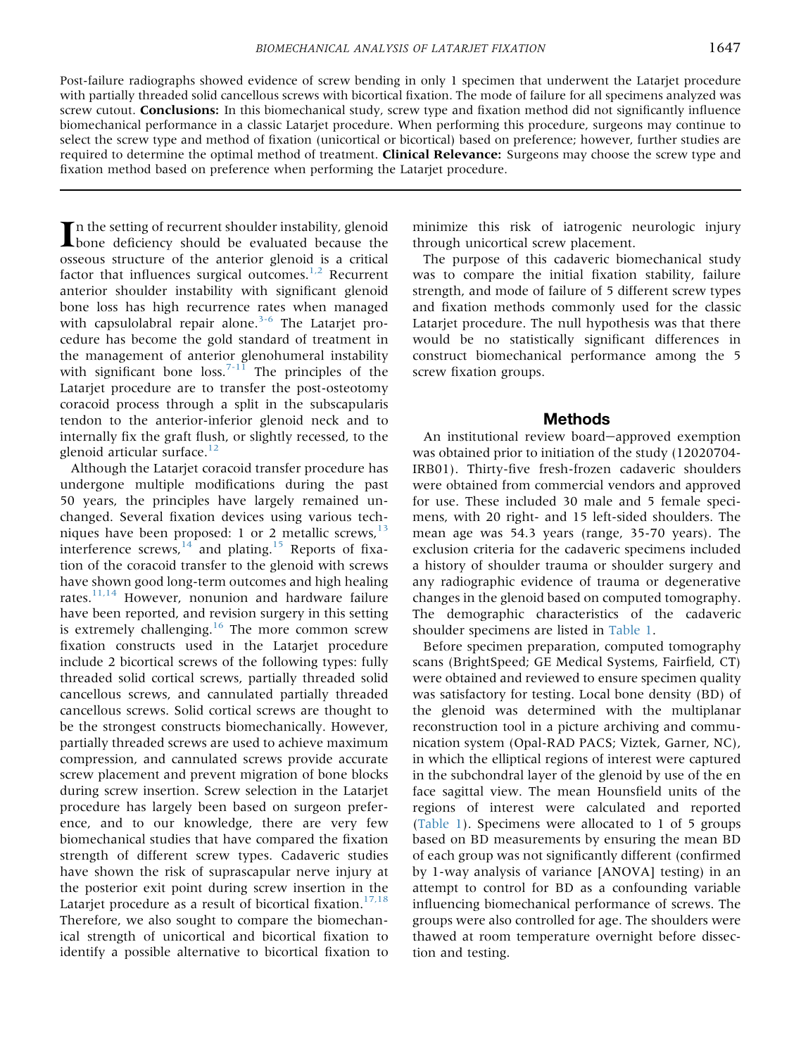Post-failure radiographs showed evidence of screw bending in only 1 specimen that underwent the Latarjet procedure with partially threaded solid cancellous screws with bicortical fixation. The mode of failure for all specimens analyzed was screw cutout. **Conclusions:** In this biomechanical study, screw type and fixation method did not significantly influence biomechanical performance in a classic Latarjet procedure. When performing this procedure, surgeons may continue to select the screw type and method of fixation (unicortical or bicortical) based on preference; however, further studies are required to determine the optimal method of treatment. **Clinical Relevance:** Surgeons may choose the screw type and fixation method based on preference when performing the Latarjet procedure.

In the setting of recurrent shoulder instability, glenoid bone deficiency should be evaluated because the osseous structure of the anterior glenoid is a critical factor that influences surgical outcomes.[1,2] Recurrent anterior shoulder instability with significant glenoid bone loss has high recurrence rates when managed with capsulolabral repair alone.[3-6] The Latarjet procedure has become the gold standard of treatment in the management of anterior glenohumeral instability with significant bone loss.[7-11] The principles of the Latarjet procedure are to transfer the post-osteotomy coracoid process through a split in the subscapularis tendon to the anterior-inferior glenoid neck and to internally fix the graft flush, or slightly recessed, to the glenoid articular surface.[12]

Although the Latarjet coracoid transfer procedure has undergone multiple modifications during the past 50 years, the principles have largely remained unchanged. Several fixation devices using various techniques have been proposed: 1 or 2 metallic screws,[13] interference screws,[14] and plating.[15] Reports of fixation of the coracoid transfer to the glenoid with screws have shown good long-term outcomes and high healing rates.[11,14] However, nonunion and hardware failure have been reported, and revision surgery in this setting is extremely challenging.[16] The more common screw fixation constructs used in the Latarjet procedure include 2 bicortical screws of the following types: fully threaded solid cortical screws, partially threaded solid cancellous screws, and cannulated partially threaded cancellous screws. Solid cortical screws are thought to be the strongest constructs biomechanically. However, partially threaded screws are used to achieve maximum compression, and cannulated screws provide accurate screw placement and prevent migration of bone blocks during screw insertion. Screw selection in the Latarjet procedure has largely been based on surgeon preference, and to our knowledge, there are very few biomechanical studies that have compared the fixation strength of different screw types. Cadaveric studies have shown the risk of suprascapular nerve injury at the posterior exit point during screw insertion in the Latarjet procedure as a result of bicortical fixation.[17,18] Therefore, we also sought to compare the biomechanical strength of unicortical and bicortical fixation to identify a possible alternative to bicortical fixation to minimize this risk of iatrogenic neurologic injury through unicortical screw placement.

The purpose of this cadaveric biomechanical study was to compare the initial fixation stability, failure strength, and mode of failure of 5 different screw types and fixation methods commonly used for the classic Latarjet procedure. The null hypothesis was that there would be no statistically significant differences in construct biomechanical performance among the 5 screw fixation groups.

## Methods

An institutional review board–approved exemption was obtained prior to initiation of the study (12020704-IRB01). Thirty-five fresh-frozen cadaveric shoulders were obtained from commercial vendors and approved for use. These included 30 male and 5 female specimens, with 20 right- and 15 left-sided shoulders. The mean age was 54.3 years (range, 35-70 years). The exclusion criteria for the cadaveric specimens included a history of shoulder trauma or shoulder surgery and any radiographic evidence of trauma or degenerative changes in the glenoid based on computed tomography. The demographic characteristics of the cadaveric shoulder specimens are listed in Table 1.

Before specimen preparation, computed tomography scans (BrightSpeed; GE Medical Systems, Fairfield, CT) were obtained and reviewed to ensure specimen quality was satisfactory for testing. Local bone density (BD) of the glenoid was determined with the multiplanar reconstruction tool in a picture archiving and communication system (Opal-RAD PACS; Viztek, Garner, NC), in which the elliptical regions of interest were captured in the subchondral layer of the glenoid by use of the en face sagittal view. The mean Hounsfield units of the regions of interest were calculated and reported (Table 1). Specimens were allocated to 1 of 5 groups based on BD measurements by ensuring the mean BD of each group was not significantly different (confirmed by 1-way analysis of variance [ANOVA] testing) in an attempt to control for BD as a confounding variable influencing biomechanical performance of screws. The groups were also controlled for age. The shoulders were thawed at room temperature overnight before dissection and testing.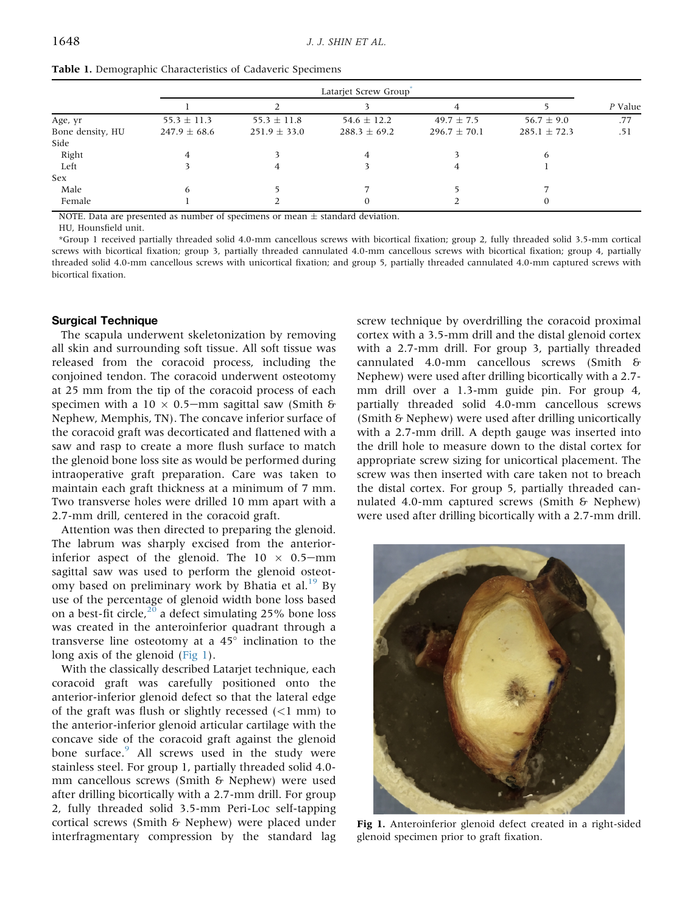**Table 1.** Demographic Characteristics of Cadaveric Specimens

| | Latarjet Screw Group* | | | | | |
|---|---|---|---|---|---|---|
| | 1 | 2 | 3 | 4 | 5 | *P* Value |
| Age, yr | 55.3 ± 11.3 | 55.3 ± 11.8 | 54.6 ± 12.2 | 49.7 ± 7.5 | 56.7 ± 9.0 | .77 |
| Bone density, HU | 247.9 ± 68.6 | 251.9 ± 33.0 | 288.3 ± 69.2 | 296.7 ± 70.1 | 285.1 ± 72.3 | .51 |
| Side | | | | | | |
| Right | 4 | 3 | 4 | 3 | 6 | |
| Left | 3 | 4 | 3 | 4 | 1 | |
| Sex | | | | | | |
| Male | 6 | 5 | 7 | 5 | 7 | |
| Female | 1 | 2 | 0 | 2 | 0 | |

NOTE. Data are presented as number of specimens or mean ± standard deviation.

HU, Hounsfield unit.

*Group 1 received partially threaded solid 4.0-mm cancellous screws with bicortical fixation; group 2, fully threaded solid 3.5-mm cortical screws with bicortical fixation; group 3, partially threaded cannulated 4.0-mm cancellous screws with bicortical fixation; group 4, partially threaded solid 4.0-mm cancellous screws with unicortical fixation; and group 5, partially threaded cannulated 4.0-mm captured screws with bicortical fixation.

## Surgical Technique

The scapula underwent skeletonization by removing all skin and surrounding soft tissue. All soft tissue was released from the coracoid process, including the conjoined tendon. The coracoid underwent osteotomy at 25 mm from the tip of the coracoid process of each specimen with a 10 × 0.5–mm sagittal saw (Smith & Nephew, Memphis, TN). The concave inferior surface of the coracoid graft was decorticated and flattened with a saw and rasp to create a more flush surface to match the glenoid bone loss site as would be performed during intraoperative graft preparation. Care was taken to maintain each graft thickness at a minimum of 7 mm. Two transverse holes were drilled 10 mm apart with a 2.7-mm drill, centered in the coracoid graft.

Attention was then directed to preparing the glenoid. The labrum was sharply excised from the anterior-inferior aspect of the glenoid. The 10 × 0.5–mm sagittal saw was used to perform the glenoid osteotomy based on preliminary work by Bhatia et al.[19] By use of the percentage of glenoid width bone loss based on a best-fit circle,[20] a defect simulating 25% bone loss was created in the anteroinferior quadrant through a transverse line osteotomy at a 45° inclination to the long axis of the glenoid (Fig 1).

With the classically described Latarjet technique, each coracoid graft was carefully positioned onto the anterior-inferior glenoid defect so that the lateral edge of the graft was flush or slightly recessed (<1 mm) to the anterior-inferior glenoid articular cartilage with the concave side of the coracoid graft against the glenoid bone surface.[9] All screws used in the study were stainless steel. For group 1, partially threaded solid 4.0-mm cancellous screws (Smith & Nephew) were used after drilling bicortically with a 2.7-mm drill. For group 2, fully threaded solid 3.5-mm Peri-Loc self-tapping cortical screws (Smith & Nephew) were placed under interfragmentary compression by the standard lag screw technique by overdrilling the coracoid proximal cortex with a 3.5-mm drill and the distal glenoid cortex with a 2.7-mm drill. For group 3, partially threaded cannulated 4.0-mm cancellous screws (Smith & Nephew) were used after drilling bicortically with a 2.7-mm drill over a 1.3-mm guide pin. For group 4, partially threaded solid 4.0-mm cancellous screws (Smith & Nephew) were used after drilling unicortically with a 2.7-mm drill. A depth gauge was inserted into the drill hole to measure down to the distal cortex for appropriate screw sizing for unicortical placement. The screw was then inserted with care taken not to breach the distal cortex. For group 5, partially threaded cannulated 4.0-mm captured screws (Smith & Nephew) were used after drilling bicortically with a 2.7-mm drill.

**Fig 1.** Anteroinferior glenoid defect created in a right-sided glenoid specimen prior to graft fixation.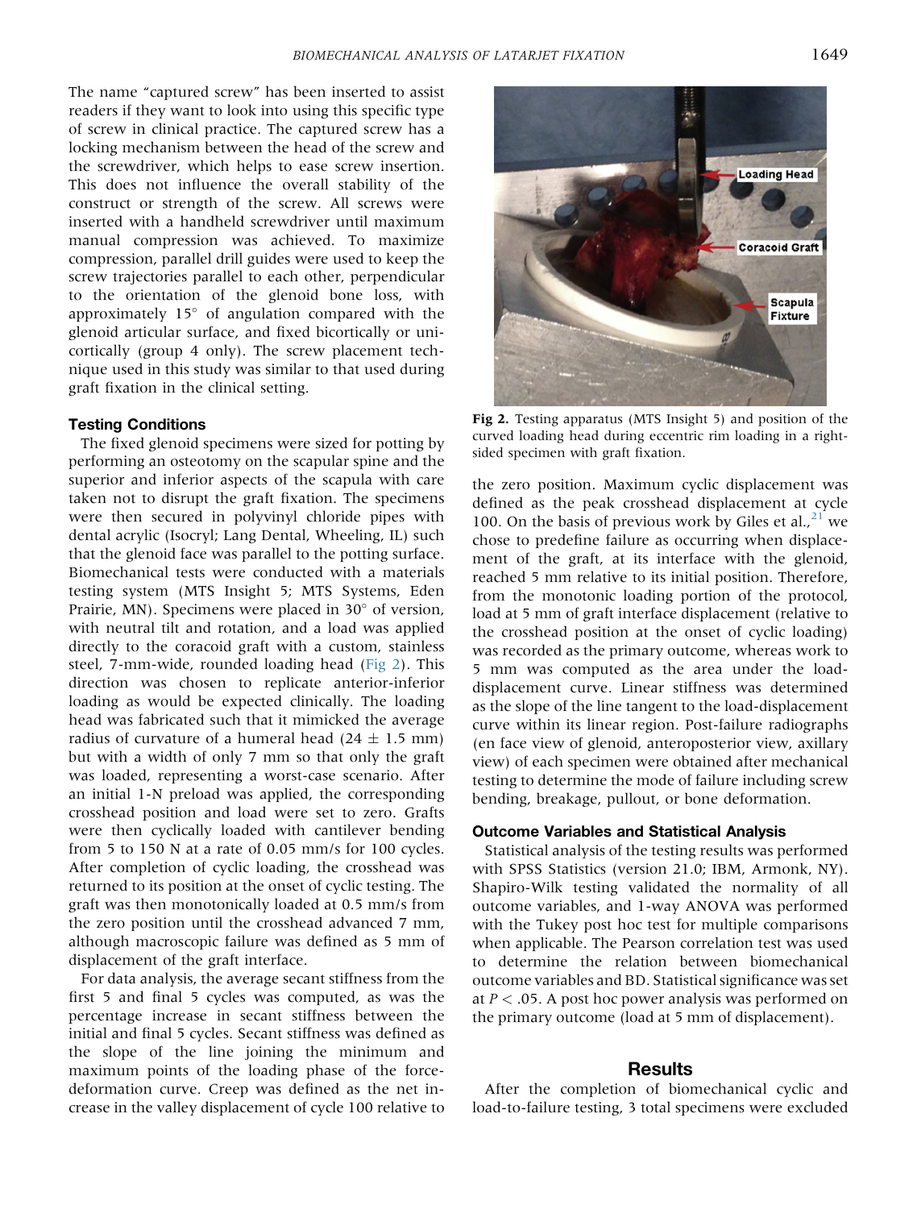The name "captured screw" has been inserted to assist readers if they want to look into using this specific type of screw in clinical practice. The captured screw has a locking mechanism between the head of the screw and the screwdriver, which helps to ease screw insertion. This does not influence the overall stability of the construct or strength of the screw. All screws were inserted with a handheld screwdriver until maximum manual compression was achieved. To maximize compression, parallel drill guides were used to keep the screw trajectories parallel to each other, perpendicular to the orientation of the glenoid bone loss, with approximately 15° of angulation compared with the glenoid articular surface, and fixed bicortically or unicortically (group 4 only). The screw placement technique used in this study was similar to that used during graft fixation in the clinical setting.

### Testing Conditions

The fixed glenoid specimens were sized for potting by performing an osteotomy on the scapular spine and the superior and inferior aspects of the scapula with care taken not to disrupt the graft fixation. The specimens were then secured in polyvinyl chloride pipes with dental acrylic (Isocryl; Lang Dental, Wheeling, IL) such that the glenoid face was parallel to the potting surface. Biomechanical tests were conducted with a materials testing system (MTS Insight 5; MTS Systems, Eden Prairie, MN). Specimens were placed in 30° of version, with neutral tilt and rotation, and a load was applied directly to the coracoid graft with a custom, stainless steel, 7-mm-wide, rounded loading head (Fig 2). This direction was chosen to replicate anterior-inferior loading as would be expected clinically. The loading head was fabricated such that it mimicked the average radius of curvature of a humeral head (24 ± 1.5 mm) but with a width of only 7 mm so that only the graft was loaded, representing a worst-case scenario. After an initial 1-N preload was applied, the corresponding crosshead position and load were set to zero. Grafts were then cyclically loaded with cantilever bending from 5 to 150 N at a rate of 0.05 mm/s for 100 cycles. After completion of cyclic loading, the crosshead was returned to its position at the onset of cyclic testing. The graft was then monotonically loaded at 0.5 mm/s from the zero position until the crosshead advanced 7 mm, although macroscopic failure was defined as 5 mm of displacement of the graft interface.

For data analysis, the average secant stiffness from the first 5 and final 5 cycles was computed, as was the percentage increase in secant stiffness between the initial and final 5 cycles. Secant stiffness was defined as the slope of the line joining the minimum and maximum points of the loading phase of the force-deformation curve. Creep was defined as the net increase in the valley displacement of cycle 100 relative to the zero position. Maximum cyclic displacement was defined as the peak crosshead displacement at cycle 100. On the basis of previous work by Giles et al.,[21] we chose to predefine failure as occurring when displacement of the graft, at its interface with the glenoid, reached 5 mm relative to its initial position. Therefore, from the monotonic loading portion of the protocol, load at 5 mm of graft interface displacement (relative to the crosshead position at the onset of cyclic loading) was recorded as the primary outcome, whereas work to 5 mm was computed as the area under the load-displacement curve. Linear stiffness was determined as the slope of the line tangent to the load-displacement curve within its linear region. Post-failure radiographs (en face view of glenoid, anteroposterior view, axillary view) of each specimen were obtained after mechanical testing to determine the mode of failure including screw bending, breakage, pullout, or bone deformation.

Loading Head

Coracoid Graft

Scapula Fixture

**Fig 2.** Testing apparatus (MTS Insight 5) and position of the curved loading head during eccentric rim loading in a right-sided specimen with graft fixation.

### Outcome Variables and Statistical Analysis

Statistical analysis of the testing results was performed with SPSS Statistics (version 21.0; IBM, Armonk, NY). Shapiro-Wilk testing validated the normality of all outcome variables, and 1-way ANOVA was performed with the Tukey post hoc test for multiple comparisons when applicable. The Pearson correlation test was used to determine the relation between biomechanical outcome variables and BD. Statistical significance was set at $P < .05$. A post hoc power analysis was performed on the primary outcome (load at 5 mm of displacement).

## Results

After the completion of biomechanical cyclic and load-to-failure testing, 3 total specimens were excluded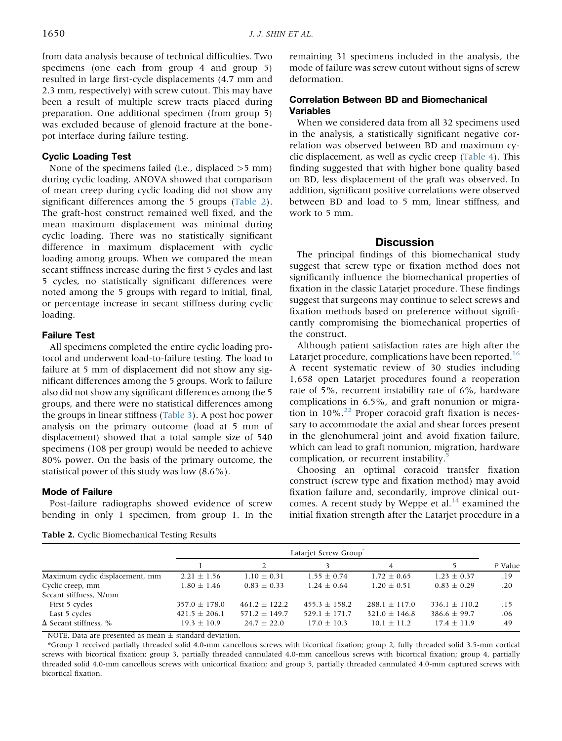from data analysis because of technical difficulties. Two specimens (one each from group 4 and group 5) resulted in large first-cycle displacements (4.7 mm and 2.3 mm, respectively) with screw cutout. This may have been a result of multiple screw tracts placed during preparation. One additional specimen (from group 5) was excluded because of glenoid fracture at the bone-pot interface during failure testing.

### Cyclic Loading Test

None of the specimens failed (i.e., displaced >5 mm) during cyclic loading. ANOVA showed that comparison of mean creep during cyclic loading did not show any significant differences among the 5 groups (Table 2). The graft-host construct remained well fixed, and the mean maximum displacement was minimal during cyclic loading. There was no statistically significant difference in maximum displacement with cyclic loading among groups. When we compared the mean secant stiffness increase during the first 5 cycles and last 5 cycles, no statistically significant differences were noted among the 5 groups with regard to initial, final, or percentage increase in secant stiffness during cyclic loading.

### Failure Test

All specimens completed the entire cyclic loading protocol and underwent load-to-failure testing. The load to failure at 5 mm of displacement did not show any significant differences among the 5 groups. Work to failure also did not show any significant differences among the 5 groups, and there were no statistical differences among the groups in linear stiffness (Table 3). A post hoc power analysis on the primary outcome (load at 5 mm of displacement) showed that a total sample size of 540 specimens (108 per group) would be needed to achieve 80% power. On the basis of the primary outcome, the statistical power of this study was low (8.6%).

### Mode of Failure

Post-failure radiographs showed evidence of screw bending in only 1 specimen, from group 1. In the remaining 31 specimens included in the analysis, the mode of failure was screw cutout without signs of screw deformation.

### Correlation Between BD and Biomechanical Variables

When we considered data from all 32 specimens used in the analysis, a statistically significant negative correlation was observed between BD and maximum cyclic displacement, as well as cyclic creep (Table 4). This finding suggested that with higher bone quality based on BD, less displacement of the graft was observed. In addition, significant positive correlations were observed between BD and load to 5 mm, linear stiffness, and work to 5 mm.

## Discussion

The principal findings of this biomechanical study suggest that screw type or fixation method does not significantly influence the biomechanical properties of fixation in the classic Latarjet procedure. These findings suggest that surgeons may continue to select screws and fixation methods based on preference without significantly compromising the biomechanical properties of the construct.

Although patient satisfaction rates are high after the Latarjet procedure, complications have been reported.[16] A recent systematic review of 30 studies including 1,658 open Latarjet procedures found a reoperation rate of 5%, recurrent instability rate of 6%, hardware complications in 6.5%, and graft nonunion or migration in 10%.[22] Proper coracoid graft fixation is necessary to accommodate the axial and shear forces present in the glenohumeral joint and avoid fixation failure, which can lead to graft nonunion, migration, hardware complication, or recurrent instability.[5]

Choosing an optimal coracoid transfer fixation construct (screw type and fixation method) may avoid fixation failure and, secondarily, improve clinical outcomes. A recent study by Weppe et al.[14] examined the initial fixation strength after the Latarjet procedure in a

**Table 2.** Cyclic Biomechanical Testing Results

| | Latarjet Screw Group* | | | | | |
|---|---|---|---|---|---|---|
| | 1 | 2 | 3 | 4 | 5 | P Value |
| Maximum cyclic displacement, mm | 2.21 ± 1.56 | 1.10 ± 0.31 | 1.55 ± 0.74 | 1.72 ± 0.65 | 1.23 ± 0.37 | .19 |
| Cyclic creep, mm | 1.80 ± 1.46 | 0.83 ± 0.33 | 1.24 ± 0.64 | 1.20 ± 0.51 | 0.83 ± 0.29 | .20 |
| Secant stiffness, N/mm | | | | | | |
| First 5 cycles | 357.0 ± 178.0 | 461.2 ± 122.2 | 455.3 ± 158.2 | 288.1 ± 117.0 | 336.1 ± 110.2 | .15 |
| Last 5 cycles | 421.5 ± 206.1 | 571.2 ± 149.7 | 529.1 ± 171.7 | 321.0 ± 146.8 | 386.6 ± 99.7 | .06 |
| Δ Secant stiffness, % | 19.3 ± 10.9 | 24.7 ± 22.0 | 17.0 ± 10.3 | 10.1 ± 11.2 | 17.4 ± 11.9 | .49 |

NOTE. Data are presented as mean ± standard deviation.

*Group 1 received partially threaded solid 4.0-mm cancellous screws with bicortical fixation; group 2, fully threaded solid 3.5-mm cortical screws with bicortical fixation; group 3, partially threaded cannulated 4.0-mm cancellous screws with bicortical fixation; group 4, partially threaded solid 4.0-mm cancellous screws with unicortical fixation; and group 5, partially threaded cannulated 4.0-mm captured screws with bicortical fixation.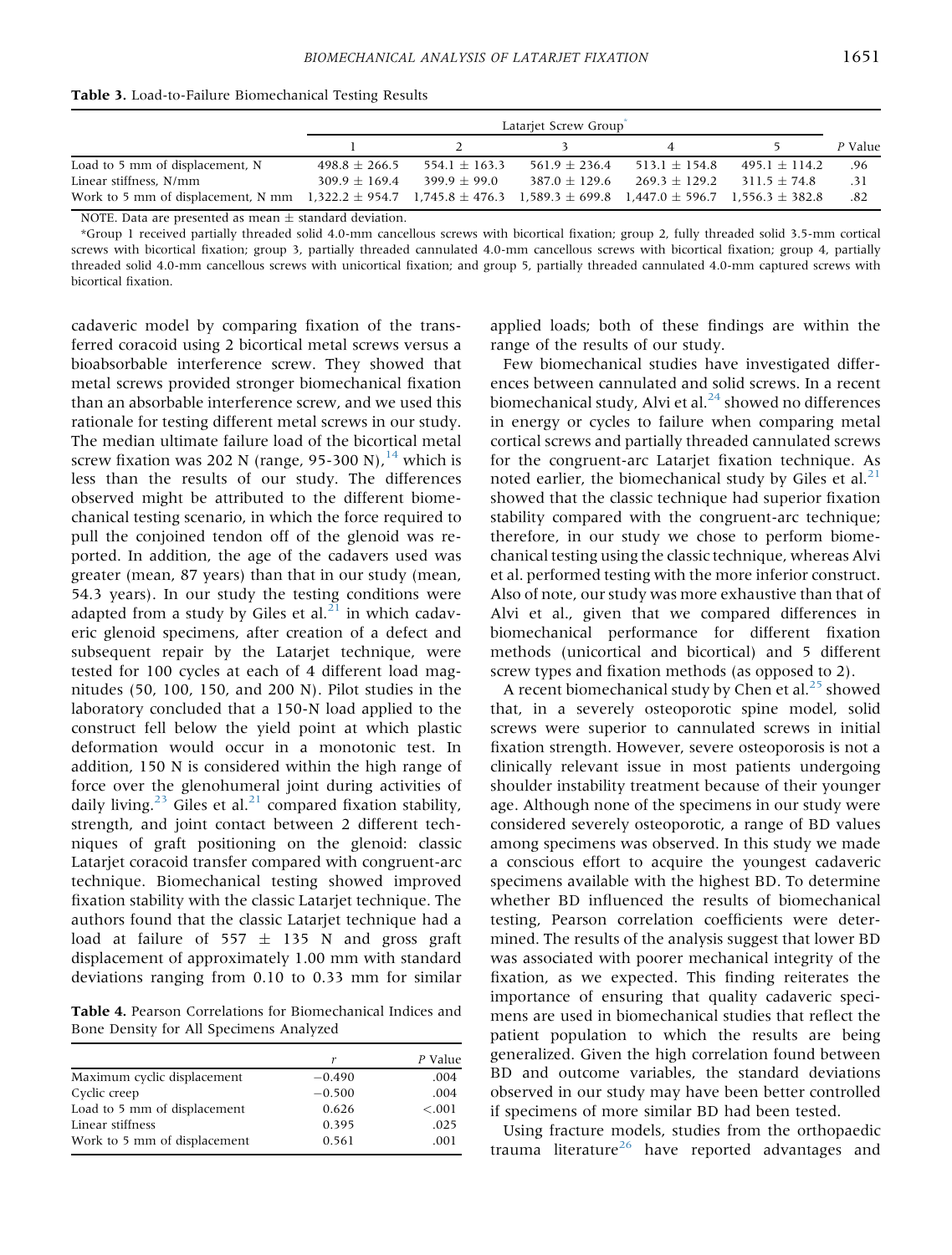**Table 3.** Load-to-Failure Biomechanical Testing Results

| | Latarjet Screw Group* | | | | | |
|---|---|---|---|---|---|---|
| | 1 | 2 | 3 | 4 | 5 | *P* Value |
| Load to 5 mm of displacement, N | 498.8 ± 266.5 | 554.1 ± 163.3 | 561.9 ± 236.4 | 513.1 ± 154.8 | 495.1 ± 114.2 | .96 |
| Linear stiffness, N/mm | 309.9 ± 169.4 | 399.9 ± 99.0 | 387.0 ± 129.6 | 269.3 ± 129.2 | 311.5 ± 74.8 | .31 |
| Work to 5 mm of displacement, N mm | 1,322.2 ± 954.7 | 1,745.8 ± 476.3 | 1,589.3 ± 699.8 | 1,447.0 ± 596.7 | 1,556.3 ± 382.8 | .82 |

NOTE. Data are presented as mean ± standard deviation.

*Group 1 received partially threaded solid 4.0-mm cancellous screws with bicortical fixation; group 2, fully threaded solid 3.5-mm cortical screws with bicortical fixation; group 3, partially threaded cannulated 4.0-mm cancellous screws with bicortical fixation; group 4, partially threaded solid 4.0-mm cancellous screws with unicortical fixation; and group 5, partially threaded cannulated 4.0-mm captured screws with bicortical fixation.

cadaveric model by comparing fixation of the transferred coracoid using 2 bicortical metal screws versus a bioabsorbable interference screw. They showed that metal screws provided stronger biomechanical fixation than an absorbable interference screw, and we used this rationale for testing different metal screws in our study. The median ultimate failure load of the bicortical metal screw fixation was 202 N (range, 95-300 N),[14] which is less than the results of our study. The differences observed might be attributed to the different biomechanical testing scenario, in which the force required to pull the conjoined tendon off of the glenoid was reported. In addition, the age of the cadavers used was greater (mean, 87 years) than that in our study (mean, 54.3 years). In our study the testing conditions were adapted from a study by Giles et al.[21] in which cadaveric glenoid specimens, after creation of a defect and subsequent repair by the Latarjet technique, were tested for 100 cycles at each of 4 different load magnitudes (50, 100, 150, and 200 N). Pilot studies in the laboratory concluded that a 150-N load applied to the construct fell below the yield point at which plastic deformation would occur in a monotonic test. In addition, 150 N is considered within the high range of force over the glenohumeral joint during activities of daily living.[23] Giles et al.[21] compared fixation stability, strength, and joint contact between 2 different techniques of graft positioning on the glenoid: classic Latarjet coracoid transfer compared with congruent-arc technique. Biomechanical testing showed improved fixation stability with the classic Latarjet technique. The authors found that the classic Latarjet technique had a load at failure of 557 ± 135 N and gross graft displacement of approximately 1.00 mm with standard deviations ranging from 0.10 to 0.33 mm for similar applied loads; both of these findings are within the range of the results of our study.

**Table 4.** Pearson Correlations for Biomechanical Indices and Bone Density for All Specimens Analyzed

| | *r* | *P* Value |
|---|---|---|
| Maximum cyclic displacement | −0.490 | .004 |
| Cyclic creep | −0.500 | .004 |
| Load to 5 mm of displacement | 0.626 | <.001 |
| Linear stiffness | 0.395 | .025 |
| Work to 5 mm of displacement | 0.561 | .001 |

Few biomechanical studies have investigated differences between cannulated and solid screws. In a recent biomechanical study, Alvi et al.[24] showed no differences in energy or cycles to failure when comparing metal cortical screws and partially threaded cannulated screws for the congruent-arc Latarjet fixation technique. As noted earlier, the biomechanical study by Giles et al.[21] showed that the classic technique had superior fixation stability compared with the congruent-arc technique; therefore, in our study we chose to perform biomechanical testing using the classic technique, whereas Alvi et al. performed testing with the more inferior construct. Also of note, our study was more exhaustive than that of Alvi et al., given that we compared differences in biomechanical performance for different fixation methods (unicortical and bicortical) and 5 different screw types and fixation methods (as opposed to 2).

A recent biomechanical study by Chen et al.[25] showed that, in a severely osteoporotic spine model, solid screws were superior to cannulated screws in initial fixation strength. However, severe osteoporosis is not a clinically relevant issue in most patients undergoing shoulder instability treatment because of their younger age. Although none of the specimens in our study were considered severely osteoporotic, a range of BD values among specimens was observed. In this study we made a conscious effort to acquire the youngest cadaveric specimens available with the highest BD. To determine whether BD influenced the results of biomechanical testing, Pearson correlation coefficients were determined. The results of the analysis suggest that lower BD was associated with poorer mechanical integrity of the fixation, as we expected. This finding reiterates the importance of ensuring that quality cadaveric specimens are used in biomechanical studies that reflect the patient population to which the results are being generalized. Given the high correlation found between BD and outcome variables, the standard deviations observed in our study may have been better controlled if specimens of more similar BD had been tested.

Using fracture models, studies from the orthopaedic trauma literature[26] have reported advantages and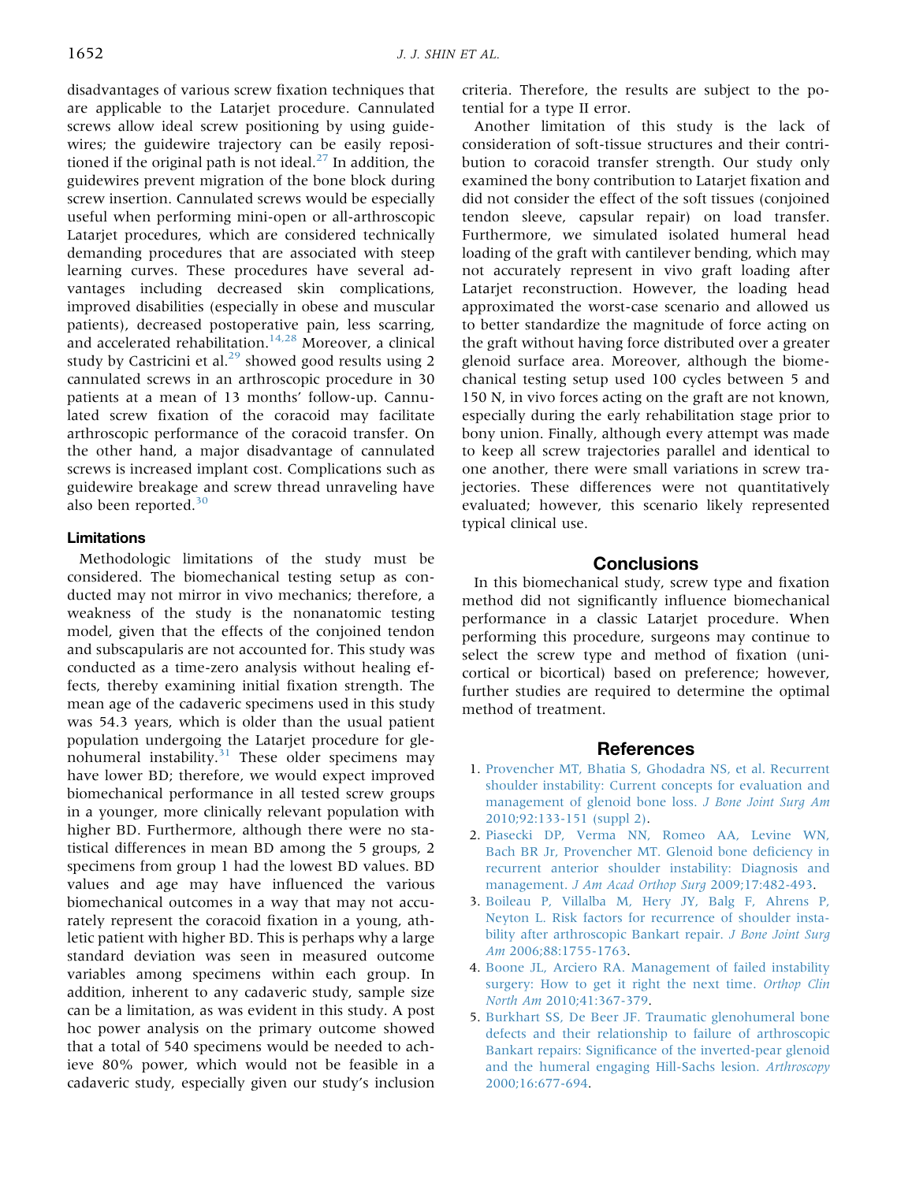disadvantages of various screw fixation techniques that are applicable to the Latarjet procedure. Cannulated screws allow ideal screw positioning by using guidewires; the guidewire trajectory can be easily repositioned if the original path is not ideal.[27] In addition, the guidewires prevent migration of the bone block during screw insertion. Cannulated screws would be especially useful when performing mini-open or all-arthroscopic Latarjet procedures, which are considered technically demanding procedures that are associated with steep learning curves. These procedures have several advantages including decreased skin complications, improved disabilities (especially in obese and muscular patients), decreased postoperative pain, less scarring, and accelerated rehabilitation.[14,28] Moreover, a clinical study by Castricini et al.[29] showed good results using 2 cannulated screws in an arthroscopic procedure in 30 patients at a mean of 13 months' follow-up. Cannulated screw fixation of the coracoid may facilitate arthroscopic performance of the coracoid transfer. On the other hand, a major disadvantage of cannulated screws is increased implant cost. Complications such as guidewire breakage and screw thread unraveling have also been reported.[30]

### Limitations

Methodologic limitations of the study must be considered. The biomechanical testing setup as conducted may not mirror in vivo mechanics; therefore, a weakness of the study is the nonanatomic testing model, given that the effects of the conjoined tendon and subscapularis are not accounted for. This study was conducted as a time-zero analysis without healing effects, thereby examining initial fixation strength. The mean age of the cadaveric specimens used in this study was 54.3 years, which is older than the usual patient population undergoing the Latarjet procedure for glenohumeral instability.[31] These older specimens may have lower BD; therefore, we would expect improved biomechanical performance in all tested screw groups in a younger, more clinically relevant population with higher BD. Furthermore, although there were no statistical differences in mean BD among the 5 groups, 2 specimens from group 1 had the lowest BD values. BD values and age may have influenced the various biomechanical outcomes in a way that may not accurately represent the coracoid fixation in a young, athletic patient with higher BD. This is perhaps why a large standard deviation was seen in measured outcome variables among specimens within each group. In addition, inherent to any cadaveric study, sample size can be a limitation, as was evident in this study. A post hoc power analysis on the primary outcome showed that a total of 540 specimens would be needed to achieve 80% power, which would not be feasible in a cadaveric study, especially given our study's inclusion criteria. Therefore, the results are subject to the potential for a type II error.

Another limitation of this study is the lack of consideration of soft-tissue structures and their contribution to coracoid transfer strength. Our study only examined the bony contribution to Latarjet fixation and did not consider the effect of the soft tissues (conjoined tendon sleeve, capsular repair) on load transfer. Furthermore, we simulated isolated humeral head loading of the graft with cantilever bending, which may not accurately represent in vivo graft loading after Latarjet reconstruction. However, the loading head approximated the worst-case scenario and allowed us to better standardize the magnitude of force acting on the graft without having force distributed over a greater glenoid surface area. Moreover, although the biomechanical testing setup used 100 cycles between 5 and 150 N, in vivo forces acting on the graft are not known, especially during the early rehabilitation stage prior to bony union. Finally, although every attempt was made to keep all screw trajectories parallel and identical to one another, there were small variations in screw trajectories. These differences were not quantitatively evaluated; however, this scenario likely represented typical clinical use.

## Conclusions

In this biomechanical study, screw type and fixation method did not significantly influence biomechanical performance in a classic Latarjet procedure. When performing this procedure, surgeons may continue to select the screw type and method of fixation (unicortical or bicortical) based on preference; however, further studies are required to determine the optimal method of treatment.

## References

1. Provencher MT, Bhatia S, Ghodadra NS, et al. Recurrent shoulder instability: Current concepts for evaluation and management of glenoid bone loss. *J Bone Joint Surg Am* 2010;92:133-151 (suppl 2).
2. Piasecki DP, Verma NN, Romeo AA, Levine WN, Bach BR Jr, Provencher MT. Glenoid bone deficiency in recurrent anterior shoulder instability: Diagnosis and management. *J Am Acad Orthop Surg* 2009;17:482-493.
3. Boileau P, Villalba M, Hery JY, Balg F, Ahrens P, Neyton L. Risk factors for recurrence of shoulder instability after arthroscopic Bankart repair. *J Bone Joint Surg Am* 2006;88:1755-1763.
4. Boone JL, Arciero RA. Management of failed instability surgery: How to get it right the next time. *Orthop Clin North Am* 2010;41:367-379.
5. Burkhart SS, De Beer JF. Traumatic glenohumeral bone defects and their relationship to failure of arthroscopic Bankart repairs: Significance of the inverted-pear glenoid and the humeral engaging Hill-Sachs lesion. *Arthroscopy* 2000;16:677-694.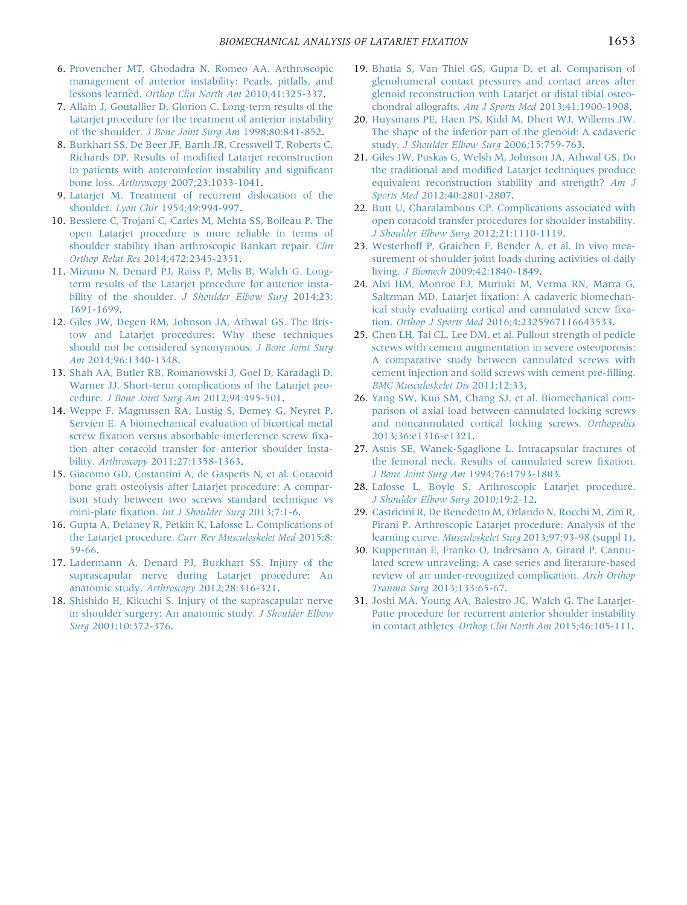6. Provencher MT, Ghodadra N, Romeo AA. Arthroscopic management of anterior instability: Pearls, pitfalls, and lessons learned. *Orthop Clin North Am* 2010;41:325-337.
7. Allain J, Goutallier D, Glorion C. Long-term results of the Latarjet procedure for the treatment of anterior instability of the shoulder. *J Bone Joint Surg Am* 1998;80:841-852.
8. Burkhart SS, De Beer JF, Barth JR, Cresswell T, Roberts C, Richards DP. Results of modified Latarjet reconstruction in patients with anteroinferior instability and significant bone loss. *Arthroscopy* 2007;23:1033-1041.
9. Latarjet M. Treatment of recurrent dislocation of the shoulder. *Lyon Chir* 1954;49:994-997.
10. Bessiere C, Trojani C, Carles M, Mehta SS, Boileau P. The open Latarjet procedure is more reliable in terms of shoulder stability than arthroscopic Bankart repair. *Clin Orthop Relat Res* 2014;472:2345-2351.
11. Mizuno N, Denard PJ, Raiss P, Melis B, Walch G. Long-term results of the Latarjet procedure for anterior instability of the shoulder. *J Shoulder Elbow Surg* 2014;23:1691-1699.
12. Giles JW, Degen RM, Johnson JA, Athwal GS. The Bristow and Latarjet procedures: Why these techniques should not be considered synonymous. *J Bone Joint Surg Am* 2014;96:1340-1348.
13. Shah AA, Butler RB, Romanowski J, Goel D, Karadagli D, Warner JJ. Short-term complications of the Latarjet procedure. *J Bone Joint Surg Am* 2012;94:495-501.
14. Weppe F, Magnussen RA, Lustig S, Demey G, Neyret P, Servien E. A biomechanical evaluation of bicortical metal screw fixation versus absorbable interference screw fixation after coracoid transfer for anterior shoulder instability. *Arthroscopy* 2011;27:1358-1363.
15. Giacomo GD, Costantini A, de Gasperis N, et al. Coracoid bone graft osteolysis after Latarjet procedure: A comparison study between two screws standard technique vs mini-plate fixation. *Int J Shoulder Surg* 2013;7:1-6.
16. Gupta A, Delaney R, Petkin K, Lafosse L. Complications of the Latarjet procedure. *Curr Rev Musculoskelet Med* 2015;8:59-66.
17. Ladermann A, Denard PJ, Burkhart SS. Injury of the suprascapular nerve during Latarjet procedure: An anatomic study. *Arthroscopy* 2012;28:316-321.
18. Shishido H, Kikuchi S. Injury of the suprascapular nerve in shoulder surgery: An anatomic study. *J Shoulder Elbow Surg* 2001;10:372-376.
19. Bhatia S, Van Thiel GS, Gupta D, et al. Comparison of glenohumeral contact pressures and contact areas after glenoid reconstruction with Latarjet or distal tibial osteochondral allografts. *Am J Sports Med* 2013;41:1900-1908.
20. Huysmans PE, Haen PS, Kidd M, Dhert WJ, Willems JW. The shape of the inferior part of the glenoid: A cadaveric study. *J Shoulder Elbow Surg* 2006;15:759-763.
21. Giles JW, Puskas G, Welsh M, Johnson JA, Athwal GS. Do the traditional and modified Latarjet techniques produce equivalent reconstruction stability and strength? *Am J Sports Med* 2012;40:2801-2807.
22. Butt U, Charalambous CP. Complications associated with open coracoid transfer procedures for shoulder instability. *J Shoulder Elbow Surg* 2012;21:1110-1119.
23. Westerhoff P, Graichen F, Bender A, et al. In vivo measurement of shoulder joint loads during activities of daily living. *J Biomech* 2009;42:1840-1849.
24. Alvi HM, Monroe EJ, Muriuki M, Verma RN, Marra G, Saltzman MD. Latarjet fixation: A cadaveric biomechanical study evaluating cortical and cannulated screw fixation. *Orthop J Sports Med* 2016;4:2325967116643533.
25. Chen LH, Tai CL, Lee DM, et al. Pullout strength of pedicle screws with cement augmentation in severe osteoporosis: A comparative study between cannulated screws with cement injection and solid screws with cement pre-filling. *BMC Musculoskelet Dis* 2011;12:33.
26. Yang SW, Kuo SM, Chang SJ, et al. Biomechanical comparison of axial load between cannulated locking screws and noncannulated cortical locking screws. *Orthopedics* 2013;36:e1316-e1321.
27. Asnis SE, Wanek-Sgaglione L. Intracapsular fractures of the femoral neck. Results of cannulated screw fixation. *J Bone Joint Surg Am* 1994;76:1793-1803.
28. Lafosse L, Boyle S. Arthroscopic Latarjet procedure. *J Shoulder Elbow Surg* 2010;19:2-12.
29. Castricini R, De Benedetto M, Orlando N, Rocchi M, Zini R, Pirani P. Arthroscopic Latarjet procedure: Analysis of the learning curve. *Musculoskelet Surg* 2013;97:93-98 (suppl 1).
30. Kupperman E, Franko O, Indresano A, Girard P. Cannulated screw unraveling: A case series and literature-based review of an under-recognized complication. *Arch Orthop Trauma Surg* 2013;133:65-67.
31. Joshi MA, Young AA, Balestro JC, Walch G. The Latarjet-Patte procedure for recurrent anterior shoulder instability in contact athletes. *Orthop Clin North Am* 2015;46:105-111.